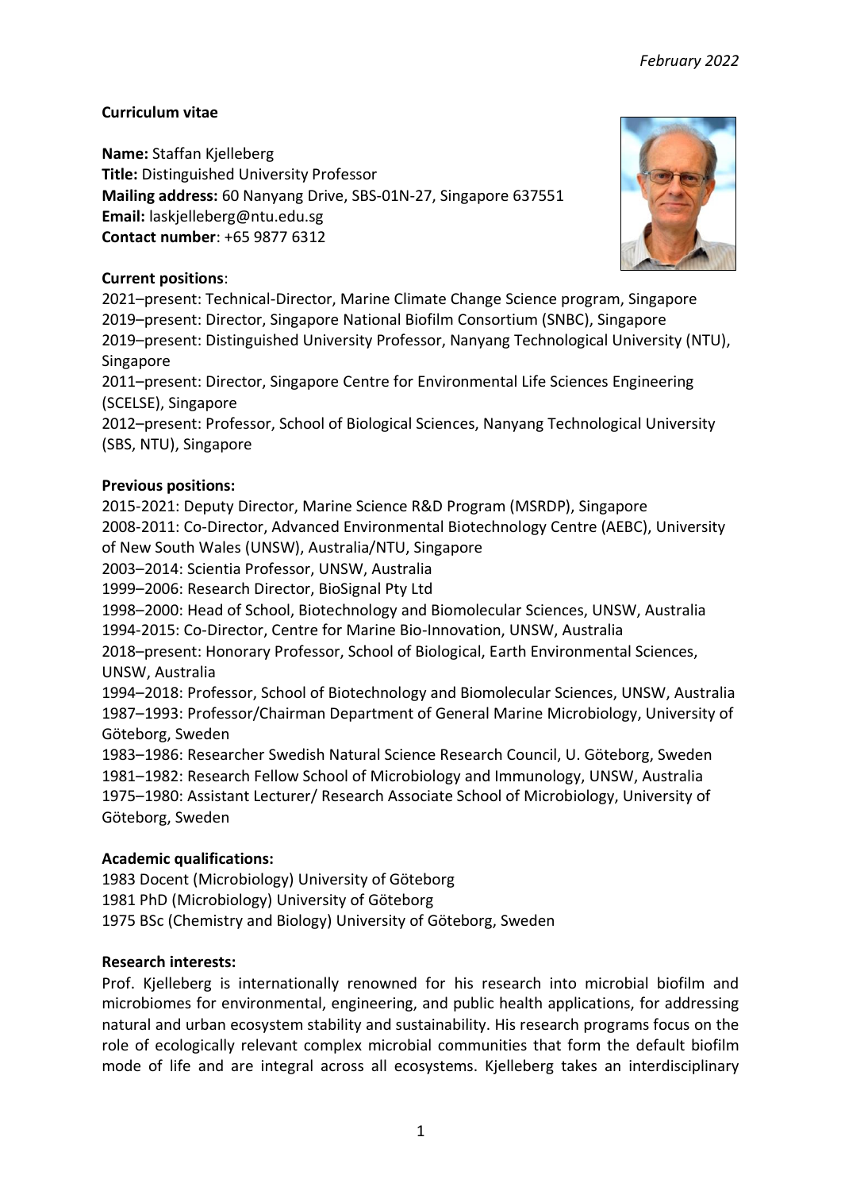*February 2022*

**Curriculum vitae**

**Name:** Staffan Kjelleberg
**Title:** Distinguished University Professor
**Mailing address:** 60 Nanyang Drive, SBS-01N-27, Singapore 637551
**Email:** laskjelleberg@ntu.edu.sg
**Contact number**: +65 9877 6312

**Current positions**:

2021–present: Technical-Director, Marine Climate Change Science program, Singapore
2019–present: Director, Singapore National Biofilm Consortium (SNBC), Singapore
2019–present: Distinguished University Professor, Nanyang Technological University (NTU), Singapore
2011–present: Director, Singapore Centre for Environmental Life Sciences Engineering (SCELSE), Singapore
2012–present: Professor, School of Biological Sciences, Nanyang Technological University (SBS, NTU), Singapore

**Previous positions:**

2015-2021: Deputy Director, Marine Science R&D Program (MSRDP), Singapore
2008-2011: Co-Director, Advanced Environmental Biotechnology Centre (AEBC), University of New South Wales (UNSW), Australia/NTU, Singapore
2003–2014: Scientia Professor, UNSW, Australia
1999–2006: Research Director, BioSignal Pty Ltd
1998–2000: Head of School, Biotechnology and Biomolecular Sciences, UNSW, Australia
1994-2015: Co-Director, Centre for Marine Bio-Innovation, UNSW, Australia
2018–present: Honorary Professor, School of Biological, Earth Environmental Sciences, UNSW, Australia
1994–2018: Professor, School of Biotechnology and Biomolecular Sciences, UNSW, Australia
1987–1993: Professor/Chairman Department of General Marine Microbiology, University of Göteborg, Sweden
1983–1986: Researcher Swedish Natural Science Research Council, U. Göteborg, Sweden
1981–1982: Research Fellow School of Microbiology and Immunology, UNSW, Australia
1975–1980: Assistant Lecturer/ Research Associate School of Microbiology, University of Göteborg, Sweden

**Academic qualifications:**

1983 Docent (Microbiology) University of Göteborg
1981 PhD (Microbiology) University of Göteborg
1975 BSc (Chemistry and Biology) University of Göteborg, Sweden

**Research interests:**

Prof. Kjelleberg is internationally renowned for his research into microbial biofilm and microbiomes for environmental, engineering, and public health applications, for addressing natural and urban ecosystem stability and sustainability. His research programs focus on the role of ecologically relevant complex microbial communities that form the default biofilm mode of life and are integral across all ecosystems. Kjelleberg takes an interdisciplinary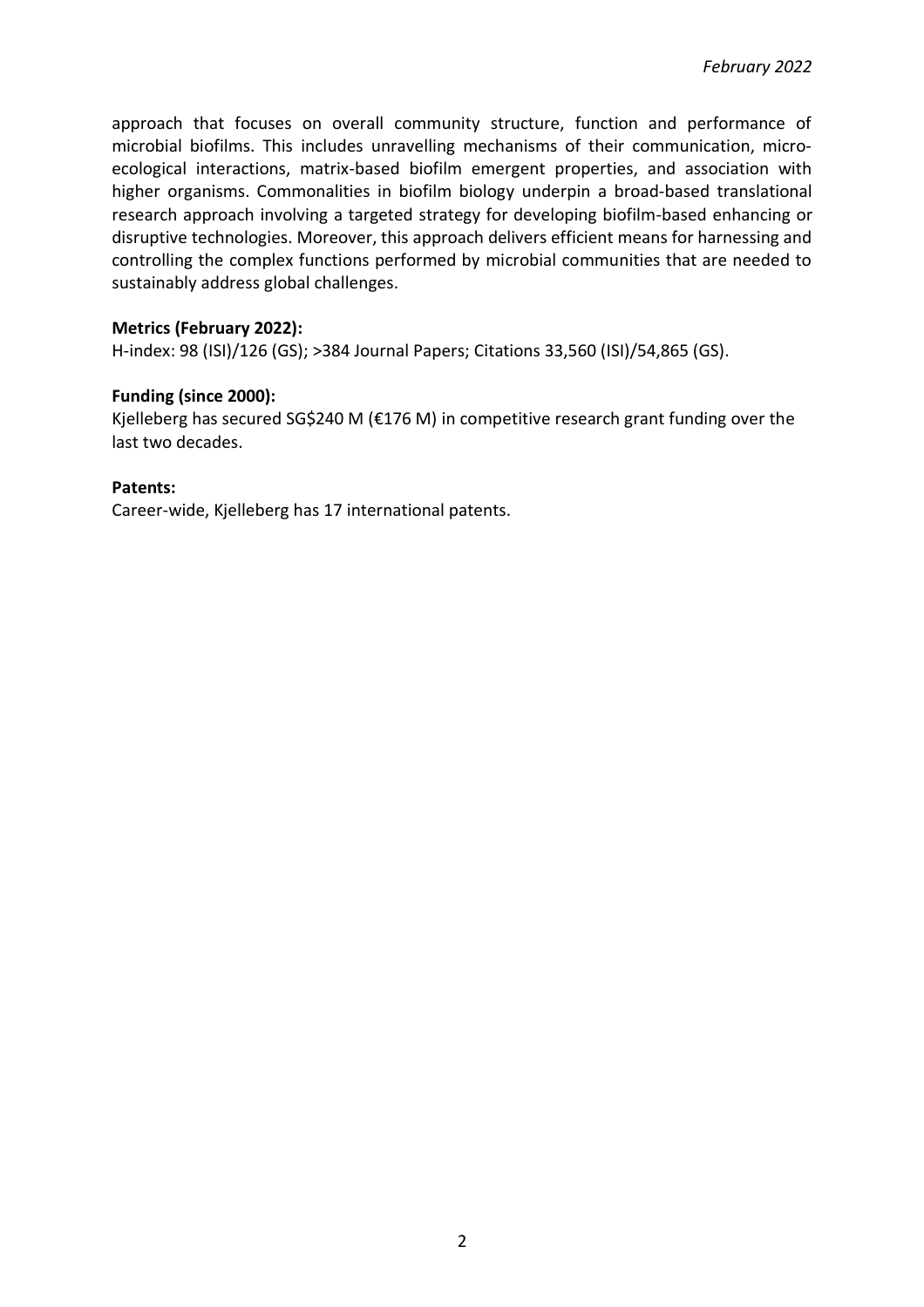approach that focuses on overall community structure, function and performance of microbial biofilms. This includes unravelling mechanisms of their communication, micro-ecological interactions, matrix-based biofilm emergent properties, and association with higher organisms. Commonalities in biofilm biology underpin a broad-based translational research approach involving a targeted strategy for developing biofilm-based enhancing or disruptive technologies. Moreover, this approach delivers efficient means for harnessing and controlling the complex functions performed by microbial communities that are needed to sustainably address global challenges.

**Metrics (February 2022):**

H-index: 98 (ISI)/126 (GS); >384 Journal Papers; Citations 33,560 (ISI)/54,865 (GS).

**Funding (since 2000):**

Kjelleberg has secured SG$240 M (€176 M) in competitive research grant funding over the last two decades.

**Patents:**

Career-wide, Kjelleberg has 17 international patents.